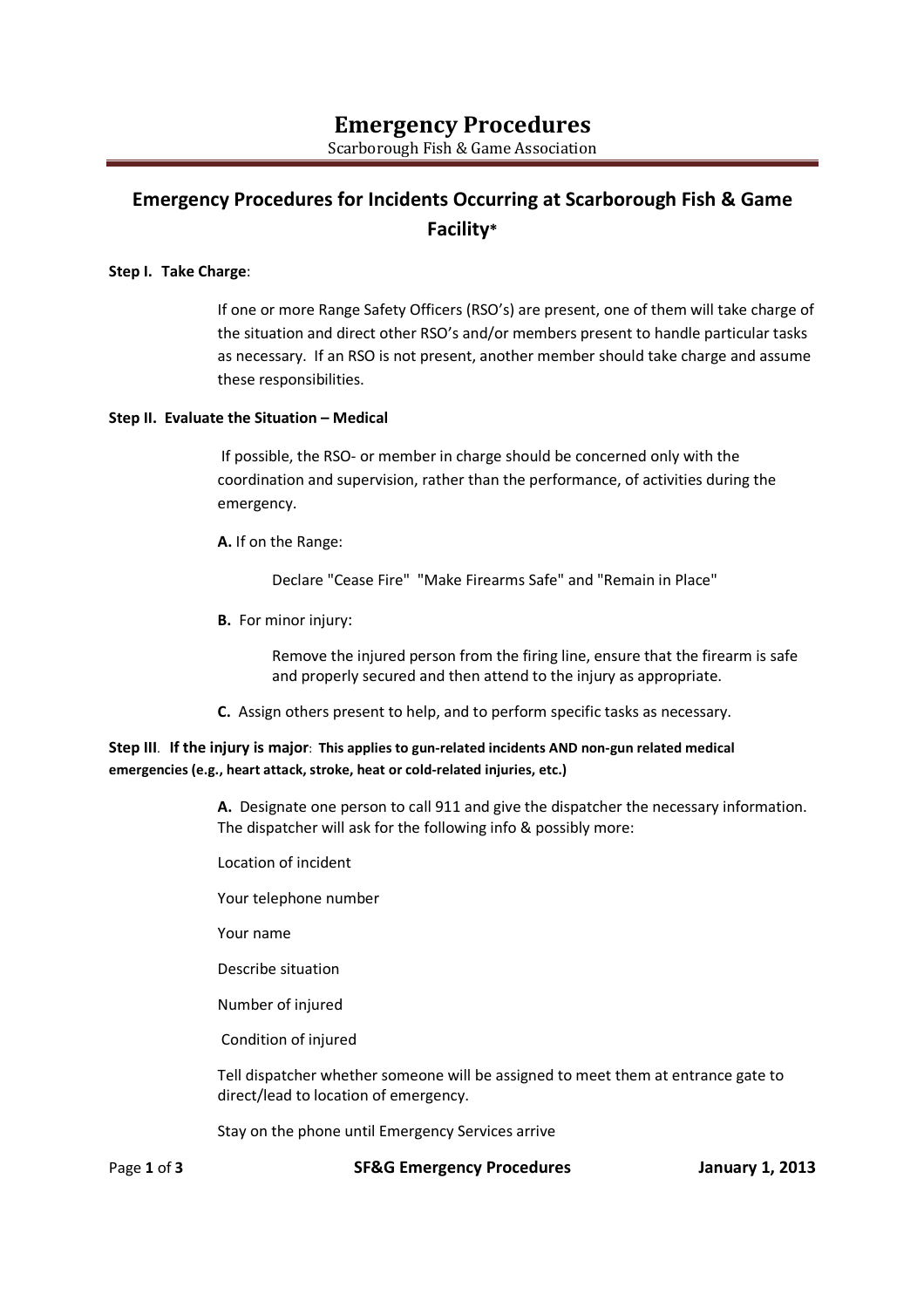# Emergency Procedures

Scarborough Fish & Game Association

## Emergency Procedures for Incidents Occurring at Scarborough Fish & Game Facility*

**Step I. Take Charge**:

If one or more Range Safety Officers (RSO's) are present, one of them will take charge of the situation and direct other RSO's and/or members present to handle particular tasks as necessary. If an RSO is not present, another member should take charge and assume these responsibilities.

**Step II. Evaluate the Situation – Medical**

If possible, the RSO- or member in charge should be concerned only with the coordination and supervision, rather than the performance, of activities during the emergency.

**A.** If on the Range:

Declare "Cease Fire" "Make Firearms Safe" and "Remain in Place"

**B.** For minor injury:

Remove the injured person from the firing line, ensure that the firearm is safe and properly secured and then attend to the injury as appropriate.

**C.** Assign others present to help, and to perform specific tasks as necessary.

**Step III**. **If the injury is major**: **This applies to gun-related incidents AND non-gun related medical emergencies (e.g., heart attack, stroke, heat or cold-related injuries, etc.)**

**A.** Designate one person to call 911 and give the dispatcher the necessary information. The dispatcher will ask for the following info & possibly more:

Location of incident

Your telephone number

Your name

Describe situation

Number of injured

Condition of injured

Tell dispatcher whether someone will be assigned to meet them at entrance gate to direct/lead to location of emergency.

Stay on the phone until Emergency Services arrive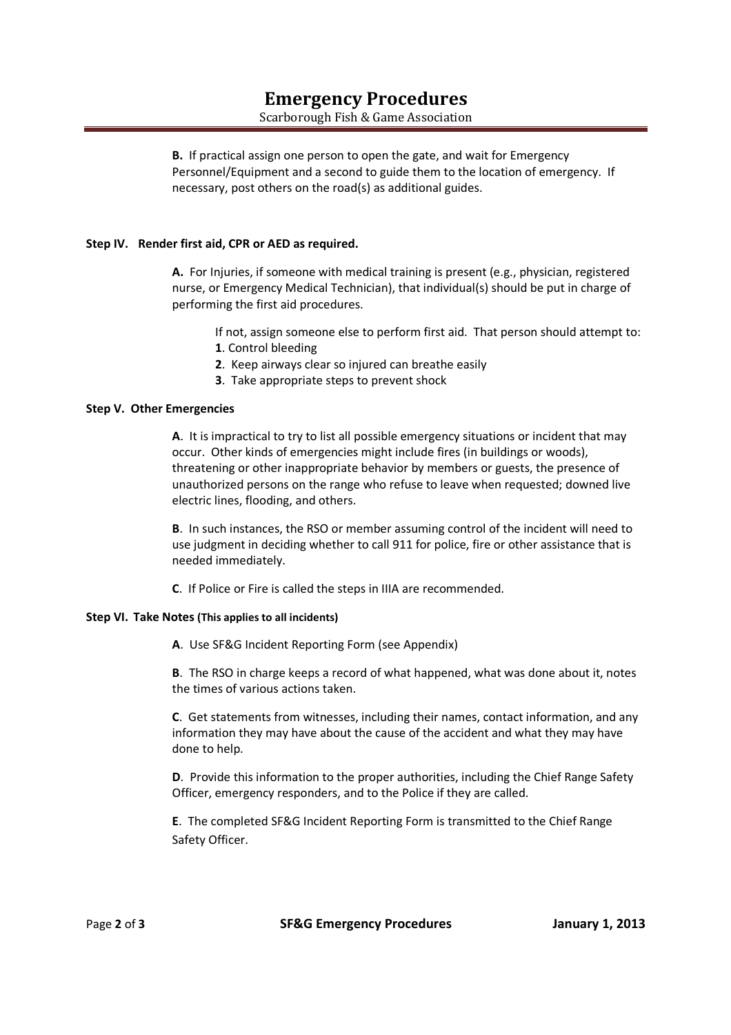**B.** If practical assign one person to open the gate, and wait for Emergency Personnel/Equipment and a second to guide them to the location of emergency. If necessary, post others on the road(s) as additional guides.

### Step IV. Render first aid, CPR or AED as required.

**A.** For Injuries, if someone with medical training is present (e.g., physician, registered nurse, or Emergency Medical Technician), that individual(s) should be put in charge of performing the first aid procedures.

If not, assign someone else to perform first aid. That person should attempt to:

**1**. Control bleeding
**2**. Keep airways clear so injured can breathe easily
**3**. Take appropriate steps to prevent shock

### Step V. Other Emergencies

**A**. It is impractical to try to list all possible emergency situations or incident that may occur. Other kinds of emergencies might include fires (in buildings or woods), threatening or other inappropriate behavior by members or guests, the presence of unauthorized persons on the range who refuse to leave when requested; downed live electric lines, flooding, and others.

**B**. In such instances, the RSO or member assuming control of the incident will need to use judgment in deciding whether to call 911 for police, fire or other assistance that is needed immediately.

**C**. If Police or Fire is called the steps in IIIA are recommended.

### Step VI. Take Notes (This applies to all incidents)

**A**. Use SF&G Incident Reporting Form (see Appendix)

**B**. The RSO in charge keeps a record of what happened, what was done about it, notes the times of various actions taken.

**C**. Get statements from witnesses, including their names, contact information, and any information they may have about the cause of the accident and what they may have done to help.

**D**. Provide this information to the proper authorities, including the Chief Range Safety Officer, emergency responders, and to the Police if they are called.

**E**. The completed SF&G Incident Reporting Form is transmitted to the Chief Range Safety Officer.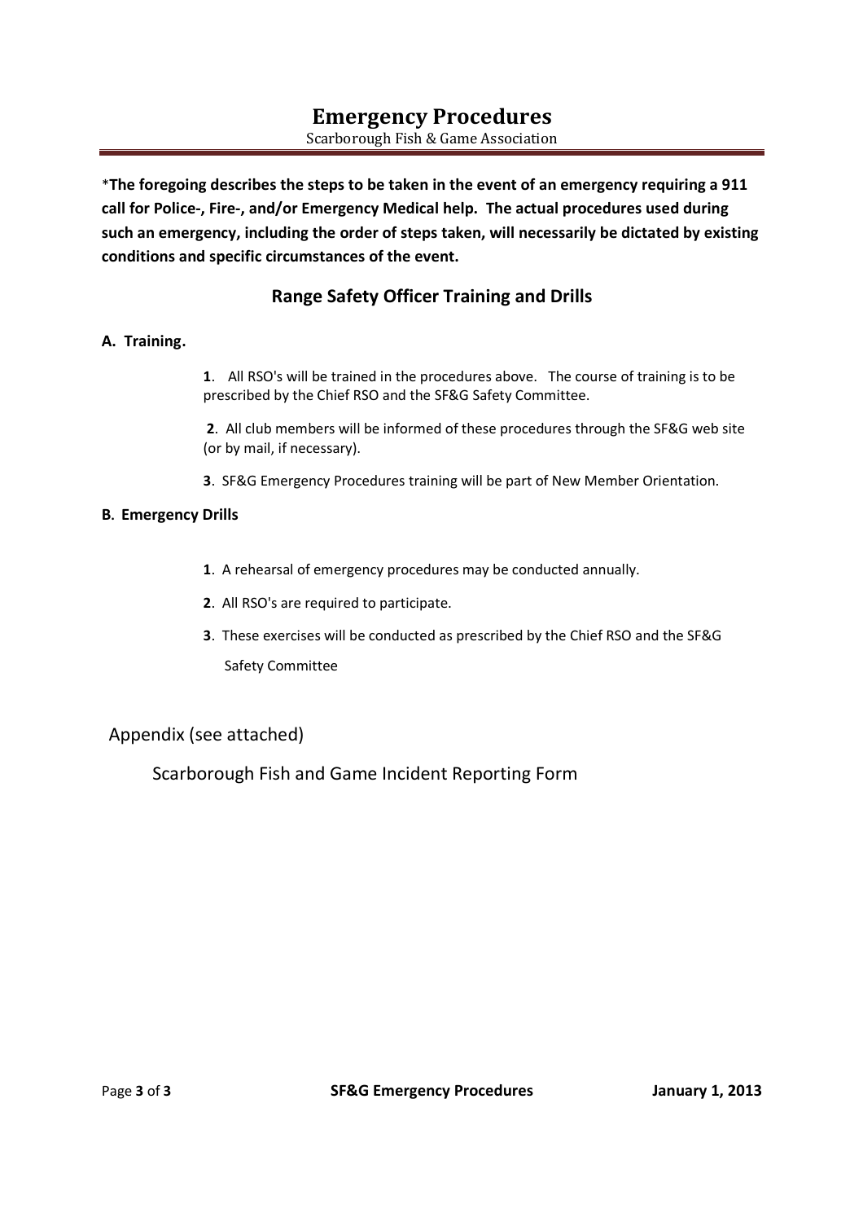*The foregoing describes the steps to be taken in the event of an emergency requiring a 911 call for Police-, Fire-, and/or Emergency Medical help. The actual procedures used during such an emergency, including the order of steps taken, will necessarily be dictated by existing conditions and specific circumstances of the event.**

## Range Safety Officer Training and Drills

**A. Training.**

**1**. All RSO's will be trained in the procedures above. The course of training is to be prescribed by the Chief RSO and the SF&G Safety Committee.

**2**. All club members will be informed of these procedures through the SF&G web site (or by mail, if necessary).

**3**. SF&G Emergency Procedures training will be part of New Member Orientation.

**B. Emergency Drills**

**1**. A rehearsal of emergency procedures may be conducted annually.

**2**. All RSO's are required to participate.

**3**. These exercises will be conducted as prescribed by the Chief RSO and the SF&G Safety Committee

Appendix (see attached)

Scarborough Fish and Game Incident Reporting Form